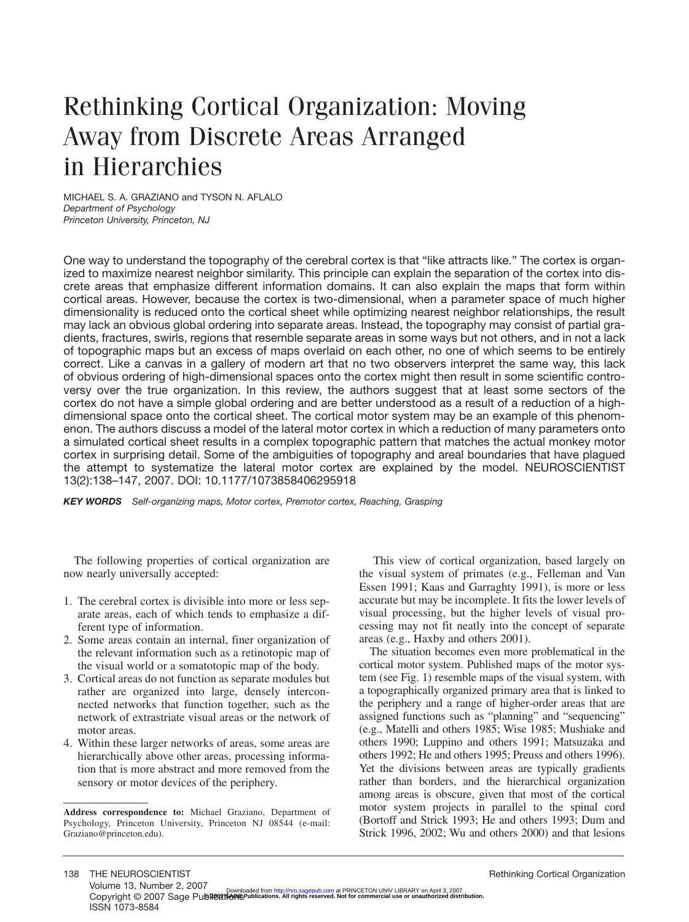# Rethinking Cortical Organization: Moving Away from Discrete Areas Arranged in Hierarchies

MICHAEL S. A. GRAZIANO and TYSON N. AFLALO  
*Department of Psychology*  
*Princeton University, Princeton, NJ*

One way to understand the topography of the cerebral cortex is that "like attracts like." The cortex is organized to maximize nearest neighbor similarity. This principle can explain the separation of the cortex into discrete areas that emphasize different information domains. It can also explain the maps that form within cortical areas. However, because the cortex is two-dimensional, when a parameter space of much higher dimensionality is reduced onto the cortical sheet while optimizing nearest neighbor relationships, the result may lack an obvious global ordering into separate areas. Instead, the topography may consist of partial gradients, fractures, swirls, regions that resemble separate areas in some ways but not others, and in not a lack of topographic maps but an excess of maps overlaid on each other, no one of which seems to be entirely correct. Like a canvas in a gallery of modern art that no two observers interpret the same way, this lack of obvious ordering of high-dimensional spaces onto the cortex might then result in some scientific controversy over the true organization. In this review, the authors suggest that at least some sectors of the cortex do not have a simple global ordering and are better understood as a result of a reduction of a high-dimensional space onto the cortical sheet. The cortical motor system may be an example of this phenomenon. The authors discuss a model of the lateral motor cortex in which a reduction of many parameters onto a simulated cortical sheet results in a complex topographic pattern that matches the actual monkey motor cortex in surprising detail. Some of the ambiguities of topography and areal boundaries that have plagued the attempt to systematize the lateral motor cortex are explained by the model. NEUROSCIENTIST 13(2):138–147, 2007. DOI: 10.1177/1073858406295918

***KEY WORDS*** *Self-organizing maps, Motor cortex, Premotor cortex, Reaching, Grasping*

The following properties of cortical organization are now nearly universally accepted:

1. The cerebral cortex is divisible into more or less separate areas, each of which tends to emphasize a different type of information.
2. Some areas contain an internal, finer organization of the relevant information such as a retinotopic map of the visual world or a somatotopic map of the body.
3. Cortical areas do not function as separate modules but rather are organized into large, densely interconnected networks that function together, such as the network of extrastriate visual areas or the network of motor areas.
4. Within these larger networks of areas, some areas are hierarchically above other areas, processing information that is more abstract and more removed from the sensory or motor devices of the periphery.

This view of cortical organization, based largely on the visual system of primates (e.g., Felleman and Van Essen 1991; Kaas and Garraghty 1991), is more or less accurate but may be incomplete. It fits the lower levels of visual processing, but the higher levels of visual processing may not fit neatly into the concept of separate areas (e.g., Haxby and others 2001).

The situation becomes even more problematical in the cortical motor system. Published maps of the motor system (see Fig. 1) resemble maps of the visual system, with a topographically organized primary area that is linked to the periphery and a range of higher-order areas that are assigned functions such as "planning" and "sequencing" (e.g., Matelli and others 1985; Wise 1985; Mushiake and others 1990; Luppino and others 1991; Matsuzaka and others 1992; He and others 1995; Preuss and others 1996). Yet the divisions between areas are typically gradients rather than borders, and the hierarchical organization among areas is obscure, given that most of the cortical motor system projects in parallel to the spinal cord (Bortoff and Strick 1993; He and others 1993; Dum and Strick 1996, 2002; Wu and others 2000) and that lesions

**Address correspondence to:** Michael Graziano, Department of Psychology, Princeton University, Princeton NJ 08544 (e-mail: Graziano@princeton.edu).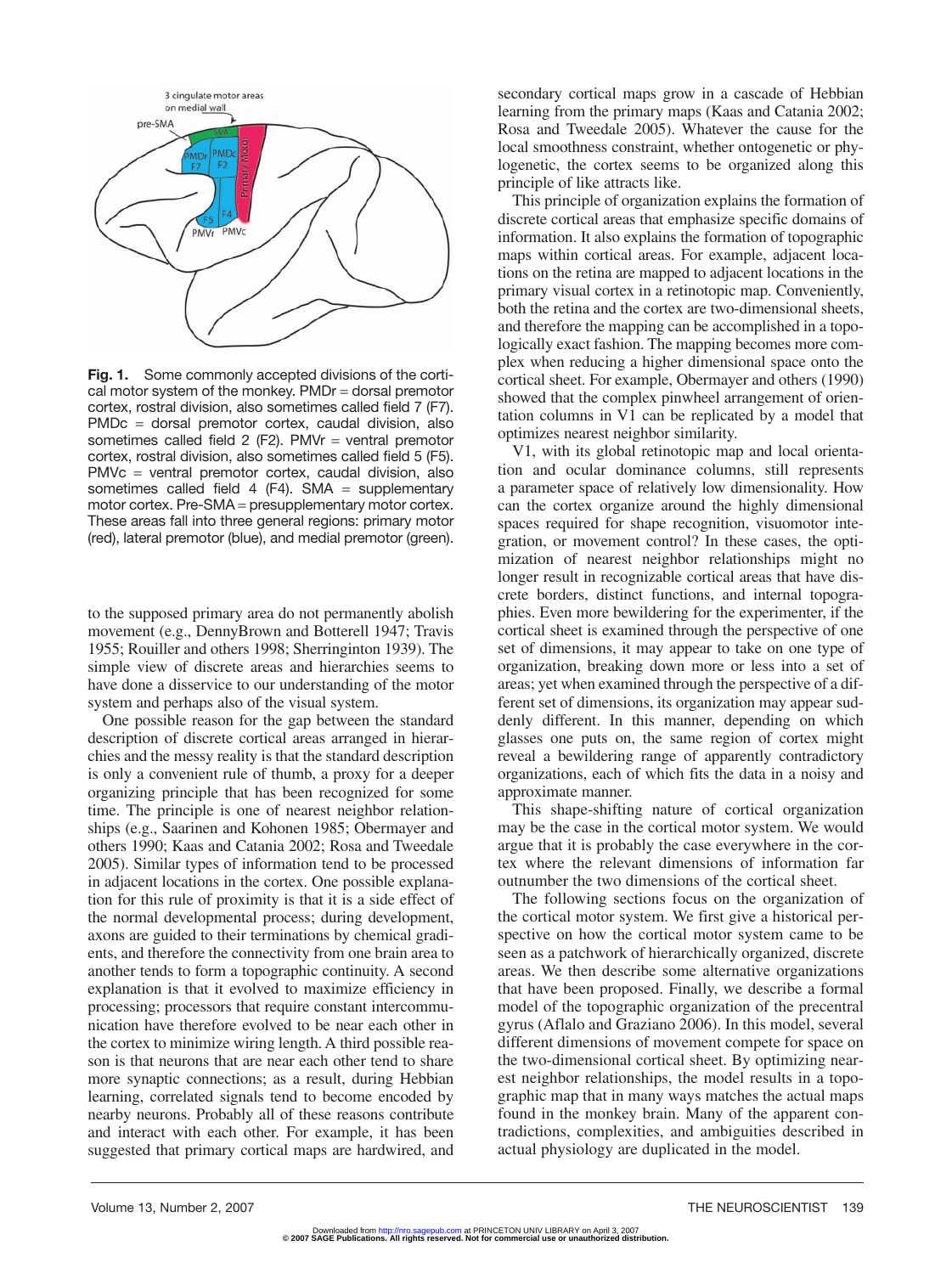3 cingulate motor areas on medial wall

pre-SMA

SMA

PMDr F7

PMDc F2

Primary Motor

F4

F5

PMVr PMVc

**Fig. 1.** Some commonly accepted divisions of the cortical motor system of the monkey. PMDr = dorsal premotor cortex, rostral division, also sometimes called field 7 (F7). PMDc = dorsal premotor cortex, caudal division, also sometimes called field 2 (F2). PMVr = ventral premotor cortex, rostral division, also sometimes called field 5 (F5). PMVc = ventral premotor cortex, caudal division, also sometimes called field 4 (F4). SMA = supplementary motor cortex. Pre-SMA = presupplementary motor cortex. These areas fall into three general regions: primary motor (red), lateral premotor (blue), and medial premotor (green).

to the supposed primary area do not permanently abolish movement (e.g., DennyBrown and Botterell 1947; Travis 1955; Rouiller and others 1998; Sherringinton 1939). The simple view of discrete areas and hierarchies seems to have done a disservice to our understanding of the motor system and perhaps also of the visual system.

One possible reason for the gap between the standard description of discrete cortical areas arranged in hierarchies and the messy reality is that the standard description is only a convenient rule of thumb, a proxy for a deeper organizing principle that has been recognized for some time. The principle is one of nearest neighbor relationships (e.g., Saarinen and Kohonen 1985; Obermayer and others 1990; Kaas and Catania 2002; Rosa and Tweedale 2005). Similar types of information tend to be processed in adjacent locations in the cortex. One possible explanation for this rule of proximity is that it is a side effect of the normal developmental process; during development, axons are guided to their terminations by chemical gradients, and therefore the connectivity from one brain area to another tends to form a topographic continuity. A second explanation is that it evolved to maximize efficiency in processing; processors that require constant intercommunication have therefore evolved to be near each other in the cortex to minimize wiring length. A third possible reason is that neurons that are near each other tend to share more synaptic connections; as a result, during Hebbian learning, correlated signals tend to become encoded by nearby neurons. Probably all of these reasons contribute and interact with each other. For example, it has been suggested that primary cortical maps are hardwired, and secondary cortical maps grow in a cascade of Hebbian learning from the primary maps (Kaas and Catania 2002; Rosa and Tweedale 2005). Whatever the cause for the local smoothness constraint, whether ontogenetic or phylogenetic, the cortex seems to be organized along this principle of like attracts like.

This principle of organization explains the formation of discrete cortical areas that emphasize specific domains of information. It also explains the formation of topographic maps within cortical areas. For example, adjacent locations on the retina are mapped to adjacent locations in the primary visual cortex in a retinotopic map. Conveniently, both the retina and the cortex are two-dimensional sheets, and therefore the mapping can be accomplished in a topologically exact fashion. The mapping becomes more complex when reducing a higher dimensional space onto the cortical sheet. For example, Obermayer and others (1990) showed that the complex pinwheel arrangement of orientation columns in V1 can be replicated by a model that optimizes nearest neighbor similarity.

V1, with its global retinotopic map and local orientation and ocular dominance columns, still represents a parameter space of relatively low dimensionality. How can the cortex organize around the highly dimensional spaces required for shape recognition, visuomotor integration, or movement control? In these cases, the optimization of nearest neighbor relationships might no longer result in recognizable cortical areas that have discrete borders, distinct functions, and internal topographies. Even more bewildering for the experimenter, if the cortical sheet is examined through the perspective of one set of dimensions, it may appear to take on one type of organization, breaking down more or less into a set of areas; yet when examined through the perspective of a different set of dimensions, its organization may appear suddenly different. In this manner, depending on which glasses one puts on, the same region of cortex might reveal a bewildering range of apparently contradictory organizations, each of which fits the data in a noisy and approximate manner.

This shape-shifting nature of cortical organization may be the case in the cortical motor system. We would argue that it is probably the case everywhere in the cortex where the relevant dimensions of information far outnumber the two dimensions of the cortical sheet.

The following sections focus on the organization of the cortical motor system. We first give a historical perspective on how the cortical motor system came to be seen as a patchwork of hierarchically organized, discrete areas. We then describe some alternative organizations that have been proposed. Finally, we describe a formal model of the topographic organization of the precentral gyrus (Aflalo and Graziano 2006). In this model, several different dimensions of movement compete for space on the two-dimensional cortical sheet. By optimizing nearest neighbor relationships, the model results in a topographic map that in many ways matches the actual maps found in the monkey brain. Many of the apparent contradictions, complexities, and ambiguities described in actual physiology are duplicated in the model.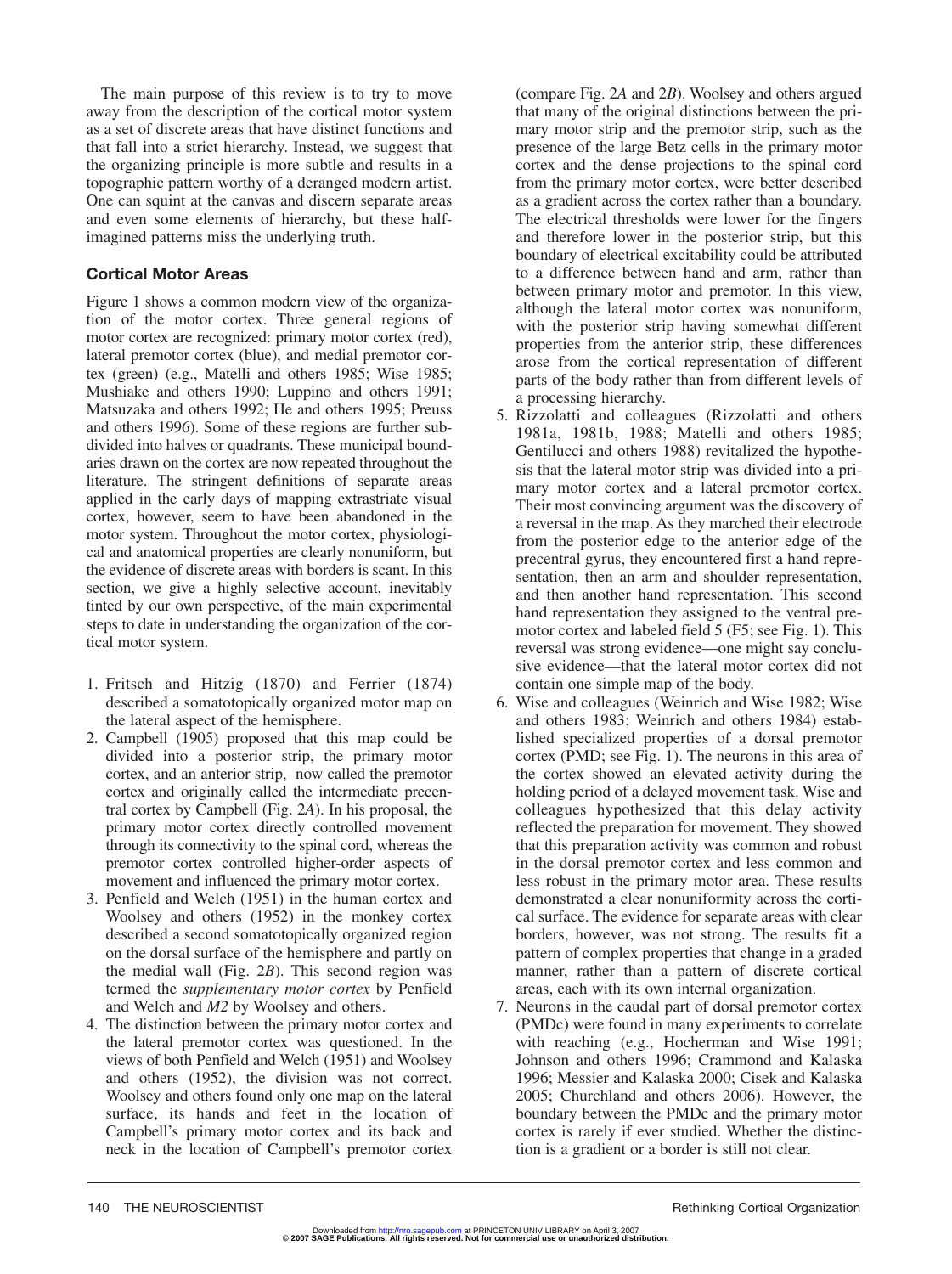The main purpose of this review is to try to move away from the description of the cortical motor system as a set of discrete areas that have distinct functions and that fall into a strict hierarchy. Instead, we suggest that the organizing principle is more subtle and results in a topographic pattern worthy of a deranged modern artist. One can squint at the canvas and discern separate areas and even some elements of hierarchy, but these half-imagined patterns miss the underlying truth.

## Cortical Motor Areas

Figure 1 shows a common modern view of the organization of the motor cortex. Three general regions of motor cortex are recognized: primary motor cortex (red), lateral premotor cortex (blue), and medial premotor cortex (green) (e.g., Matelli and others 1985; Wise 1985; Mushiake and others 1990; Luppino and others 1991; Matsuzaka and others 1992; He and others 1995; Preuss and others 1996). Some of these regions are further subdivided into halves or quadrants. These municipal boundaries drawn on the cortex are now repeated throughout the literature. The stringent definitions of separate areas applied in the early days of mapping extrastriate visual cortex, however, seem to have been abandoned in the motor system. Throughout the motor cortex, physiological and anatomical properties are clearly nonuniform, but the evidence of discrete areas with borders is scant. In this section, we give a highly selective account, inevitably tinted by our own perspective, of the main experimental steps to date in understanding the organization of the cortical motor system.

1. Fritsch and Hitzig (1870) and Ferrier (1874) described a somatotopically organized motor map on the lateral aspect of the hemisphere.
2. Campbell (1905) proposed that this map could be divided into a posterior strip, the primary motor cortex, and an anterior strip, now called the premotor cortex and originally called the intermediate precentral cortex by Campbell (Fig. 2*A*). In his proposal, the primary motor cortex directly controlled movement through its connectivity to the spinal cord, whereas the premotor cortex controlled higher-order aspects of movement and influenced the primary motor cortex.
3. Penfield and Welch (1951) in the human cortex and Woolsey and others (1952) in the monkey cortex described a second somatotopically organized region on the dorsal surface of the hemisphere and partly on the medial wall (Fig. 2*B*). This second region was termed the *supplementary motor cortex* by Penfield and Welch and *M2* by Woolsey and others.
4. The distinction between the primary motor cortex and the lateral premotor cortex was questioned. In the views of both Penfield and Welch (1951) and Woolsey and others (1952), the division was not correct. Woolsey and others found only one map on the lateral surface, its hands and feet in the location of Campbell's primary motor cortex and its back and neck in the location of Campbell's premotor cortex (compare Fig. 2*A* and 2*B*). Woolsey and others argued that many of the original distinctions between the primary motor strip and the premotor strip, such as the presence of the large Betz cells in the primary motor cortex and the dense projections to the spinal cord from the primary motor cortex, were better described as a gradient across the cortex rather than a boundary. The electrical thresholds were lower for the fingers and therefore lower in the posterior strip, but this boundary of electrical excitability could be attributed to a difference between hand and arm, rather than between primary motor and premotor. In this view, although the lateral motor cortex was nonuniform, with the posterior strip having somewhat different properties from the anterior strip, these differences arose from the cortical representation of different parts of the body rather than from different levels of a processing hierarchy.
5. Rizzolatti and colleagues (Rizzolatti and others 1981a, 1981b, 1988; Matelli and others 1985; Gentilucci and others 1988) revitalized the hypothesis that the lateral motor strip was divided into a primary motor cortex and a lateral premotor cortex. Their most convincing argument was the discovery of a reversal in the map. As they marched their electrode from the posterior edge to the anterior edge of the precentral gyrus, they encountered first a hand representation, then an arm and shoulder representation, and then another hand representation. This second hand representation they assigned to the ventral premotor cortex and labeled field 5 (F5; see Fig. 1). This reversal was strong evidence—one might say conclusive evidence—that the lateral motor cortex did not contain one simple map of the body.
6. Wise and colleagues (Weinrich and Wise 1982; Wise and others 1983; Weinrich and others 1984) established specialized properties of a dorsal premotor cortex (PMD; see Fig. 1). The neurons in this area of the cortex showed an elevated activity during the holding period of a delayed movement task. Wise and colleagues hypothesized that this delay activity reflected the preparation for movement. They showed that this preparation activity was common and robust in the dorsal premotor cortex and less common and less robust in the primary motor area. These results demonstrated a clear nonuniformity across the cortical surface. The evidence for separate areas with clear borders, however, was not strong. The results fit a pattern of complex properties that change in a graded manner, rather than a pattern of discrete cortical areas, each with its own internal organization.
7. Neurons in the caudal part of dorsal premotor cortex (PMDc) were found in many experiments to correlate with reaching (e.g., Hocherman and Wise 1991; Johnson and others 1996; Crammond and Kalaska 1996; Messier and Kalaska 2000; Cisek and Kalaska 2005; Churchland and others 2006). However, the boundary between the PMDc and the primary motor cortex is rarely if ever studied. Whether the distinction is a gradient or a border is still not clear.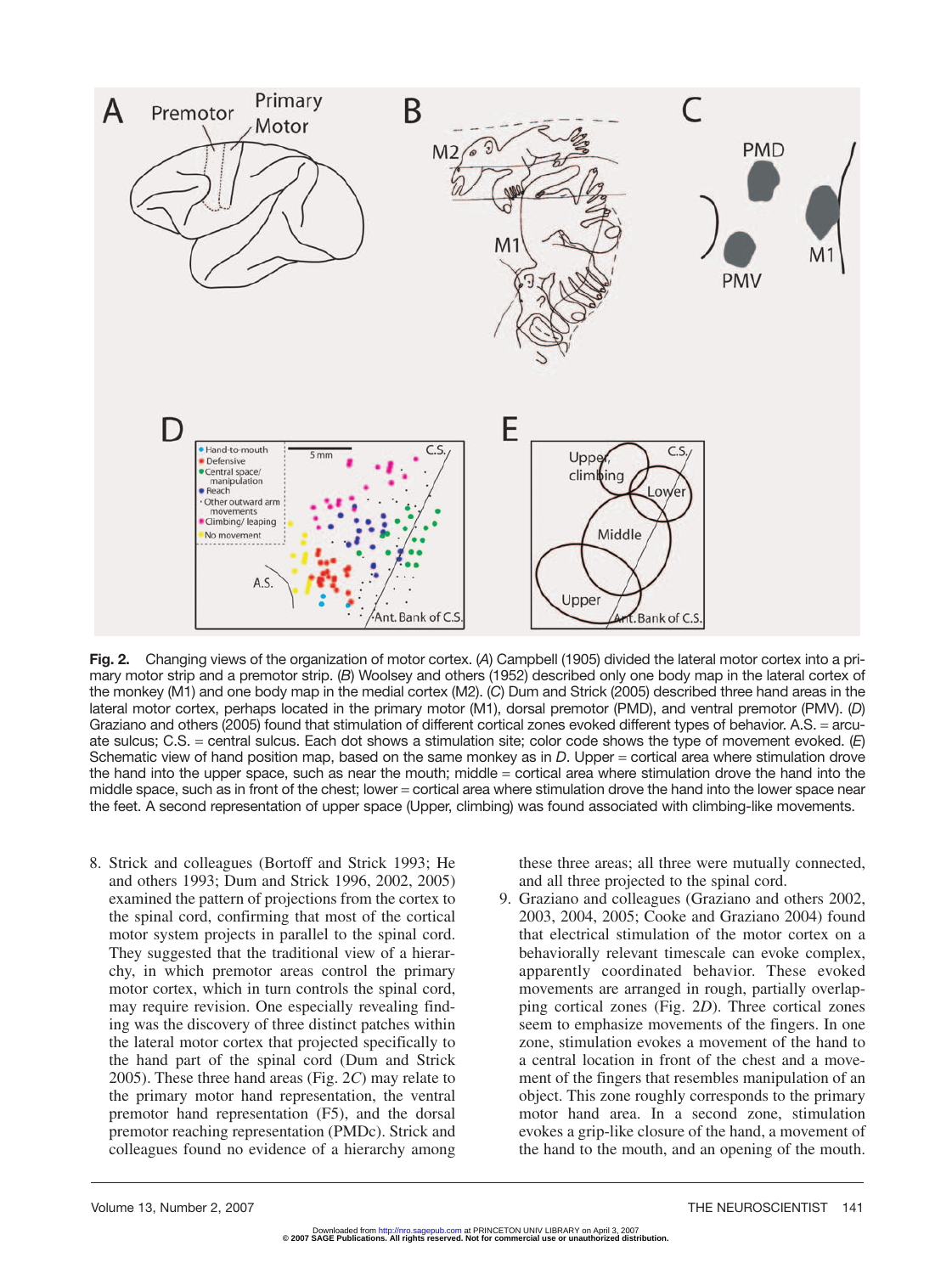**Fig. 2.** Changing views of the organization of motor cortex. (*A*) Campbell (1905) divided the lateral motor cortex into a primary motor strip and a premotor strip. (*B*) Woolsey and others (1952) described only one body map in the lateral cortex of the monkey (M1) and one body map in the medial cortex (M2). (*C*) Dum and Strick (2005) described three hand areas in the lateral motor cortex, perhaps located in the primary motor (M1), dorsal premotor (PMD), and ventral premotor (PMV). (*D*) Graziano and others (2005) found that stimulation of different cortical zones evoked different types of behavior. A.S. = arcuate sulcus; C.S. = central sulcus. Each dot shows a stimulation site; color code shows the type of movement evoked. (*E*) Schematic view of hand position map, based on the same monkey as in *D*. Upper = cortical area where stimulation drove the hand into the upper space, such as near the mouth; middle = cortical area where stimulation drove the hand into the middle space, such as in front of the chest; lower = cortical area where stimulation drove the hand into the lower space near the feet. A second representation of upper space (Upper, climbing) was found associated with climbing-like movements.

8. Strick and colleagues (Bortoff and Strick 1993; He and others 1993; Dum and Strick 1996, 2002, 2005) examined the pattern of projections from the cortex to the spinal cord, confirming that most of the cortical motor system projects in parallel to the spinal cord. They suggested that the traditional view of a hierarchy, in which premotor areas control the primary motor cortex, which in turn controls the spinal cord, may require revision. One especially revealing finding was the discovery of three distinct patches within the lateral motor cortex that projected specifically to the hand part of the spinal cord (Dum and Strick 2005). These three hand areas (Fig. 2*C*) may relate to the primary motor hand representation, the ventral premotor hand representation (F5), and the dorsal premotor reaching representation (PMDc). Strick and colleagues found no evidence of a hierarchy among these three areas; all three were mutually connected, and all three projected to the spinal cord.
9. Graziano and colleagues (Graziano and others 2002, 2003, 2004, 2005; Cooke and Graziano 2004) found that electrical stimulation of the motor cortex on a behaviorally relevant timescale can evoke complex, apparently coordinated behavior. These evoked movements are arranged in rough, partially overlapping cortical zones (Fig. 2*D*). Three cortical zones seem to emphasize movements of the fingers. In one zone, stimulation evokes a movement of the hand to a central location in front of the chest and a movement of the fingers that resembles manipulation of an object. This zone roughly corresponds to the primary motor hand area. In a second zone, stimulation evokes a grip-like closure of the hand, a movement of the hand to the mouth, and an opening of the mouth.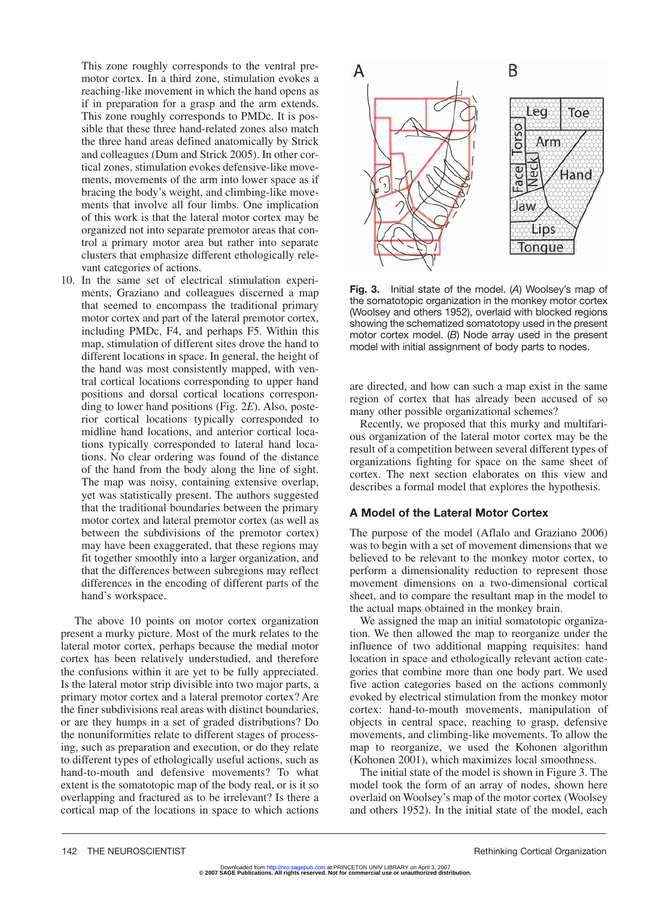This zone roughly corresponds to the ventral premotor cortex. In a third zone, stimulation evokes a reaching-like movement in which the hand opens as if in preparation for a grasp and the arm extends. This zone roughly corresponds to PMDc. It is possible that these three hand-related zones also match the three hand areas defined anatomically by Strick and colleagues (Dum and Strick 2005). In other cortical zones, stimulation evokes defensive-like movements, movements of the arm into lower space as if bracing the body's weight, and climbing-like movements that involve all four limbs. One implication of this work is that the lateral motor cortex may be organized not into separate premotor areas that control a primary motor area but rather into separate clusters that emphasize different ethologically relevant categories of actions.

10. In the same set of electrical stimulation experiments, Graziano and colleagues discerned a map that seemed to encompass the traditional primary motor cortex and part of the lateral premotor cortex, including PMDc, F4, and perhaps F5. Within this map, stimulation of different sites drove the hand to different locations in space. In general, the height of the hand was most consistently mapped, with ventral cortical locations corresponding to upper hand positions and dorsal cortical locations corresponding to lower hand positions (Fig. 2*E*). Also, posterior cortical locations typically corresponded to midline hand locations, and anterior cortical locations typically corresponded to lateral hand locations. No clear ordering was found of the distance of the hand from the body along the line of sight. The map was noisy, containing extensive overlap, yet was statistically present. The authors suggested that the traditional boundaries between the primary motor cortex and lateral premotor cortex (as well as between the subdivisions of the premotor cortex) may have been exaggerated, that these regions may fit together smoothly into a larger organization, and that the differences between subregions may reflect differences in the encoding of different parts of the hand's workspace.

The above 10 points on motor cortex organization present a murky picture. Most of the murk relates to the lateral motor cortex, perhaps because the medial motor cortex has been relatively understudied, and therefore the confusions within it are yet to be fully appreciated. Is the lateral motor strip divisible into two major parts, a primary motor cortex and a lateral premotor cortex? Are the finer subdivisions real areas with distinct boundaries, or are they humps in a set of graded distributions? Do the nonuniformities relate to different stages of processing, such as preparation and execution, or do they relate to different types of ethologically useful actions, such as hand-to-mouth and defensive movements? To what extent is the somatotopic map of the body real, or is it so overlapping and fractured as to be irrelevant? Is there a cortical map of the locations in space to which actions are directed, and how can such a map exist in the same region of cortex that has already been accused of so many other possible organizational schemes?

**Fig. 3.** Initial state of the model. (*A*) Woolsey's map of the somatotopic organization in the monkey motor cortex (Woolsey and others 1952), overlaid with blocked regions showing the schematized somatotopy used in the present motor cortex model. (*B*) Node array used in the present model with initial assignment of body parts to nodes.

Recently, we proposed that this murky and multifarious organization of the lateral motor cortex may be the result of a competition between several different types of organizations fighting for space on the same sheet of cortex. The next section elaborates on this view and describes a formal model that explores the hypothesis.

## A Model of the Lateral Motor Cortex

The purpose of the model (Aflalo and Graziano 2006) was to begin with a set of movement dimensions that we believed to be relevant to the monkey motor cortex, to perform a dimensionality reduction to represent those movement dimensions on a two-dimensional cortical sheet, and to compare the resultant map in the model to the actual maps obtained in the monkey brain.

We assigned the map an initial somatotopic organization. We then allowed the map to reorganize under the influence of two additional mapping requisites: hand location in space and ethologically relevant action categories that combine more than one body part. We used five action categories based on the actions commonly evoked by electrical stimulation from the monkey motor cortex: hand-to-mouth movements, manipulation of objects in central space, reaching to grasp, defensive movements, and climbing-like movements. To allow the map to reorganize, we used the Kohonen algorithm (Kohonen 2001), which maximizes local smoothness.

The initial state of the model is shown in Figure 3. The model took the form of an array of nodes, shown here overlaid on Woolsey's map of the motor cortex (Woolsey and others 1952). In the initial state of the model, each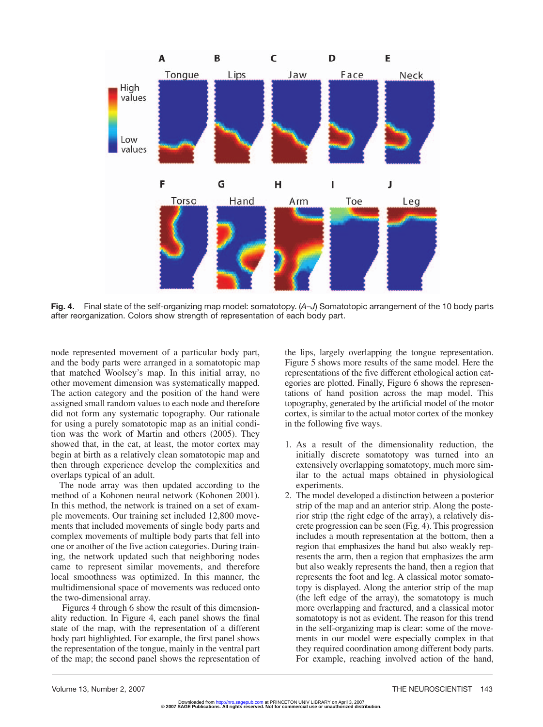**Fig. 4.** Final state of the self-organizing map model: somatotopy. (*A–J*) Somatotopic arrangement of the 10 body parts after reorganization. Colors show strength of representation of each body part.

node represented movement of a particular body part, and the body parts were arranged in a somatotopic map that matched Woolsey's map. In this initial array, no other movement dimension was systematically mapped. The action category and the position of the hand were assigned small random values to each node and therefore did not form any systematic topography. Our rationale for using a purely somatotopic map as an initial condition was the work of Martin and others (2005). They showed that, in the cat, at least, the motor cortex may begin at birth as a relatively clean somatotopic map and then through experience develop the complexities and overlaps typical of an adult.

The node array was then updated according to the method of a Kohonen neural network (Kohonen 2001). In this method, the network is trained on a set of example movements. Our training set included 12,800 movements that included movements of single body parts and complex movements of multiple body parts that fell into one or another of the five action categories. During training, the network updated such that neighboring nodes came to represent similar movements, and therefore local smoothness was optimized. In this manner, the multidimensional space of movements was reduced onto the two-dimensional array.

Figures 4 through 6 show the result of this dimensionality reduction. In Figure 4, each panel shows the final state of the map, with the representation of a different body part highlighted. For example, the first panel shows the representation of the tongue, mainly in the ventral part of the map; the second panel shows the representation of the lips, largely overlapping the tongue representation. Figure 5 shows more results of the same model. Here the representations of the five different ethological action categories are plotted. Finally, Figure 6 shows the representations of hand position across the map model. This topography, generated by the artificial model of the motor cortex, is similar to the actual motor cortex of the monkey in the following five ways.

1. As a result of the dimensionality reduction, the initially discrete somatotopy was turned into an extensively overlapping somatotopy, much more similar to the actual maps obtained in physiological experiments.
2. The model developed a distinction between a posterior strip of the map and an anterior strip. Along the posterior strip (the right edge of the array), a relatively discrete progression can be seen (Fig. 4). This progression includes a mouth representation at the bottom, then a region that emphasizes the hand but also weakly represents the arm, then a region that emphasizes the arm but also weakly represents the hand, then a region that represents the foot and leg. A classical motor somatotopy is displayed. Along the anterior strip of the map (the left edge of the array), the somatotopy is much more overlapping and fractured, and a classical motor somatotopy is not as evident. The reason for this trend in the self-organizing map is clear: some of the movements in our model were especially complex in that they required coordination among different body parts. For example, reaching involved action of the hand,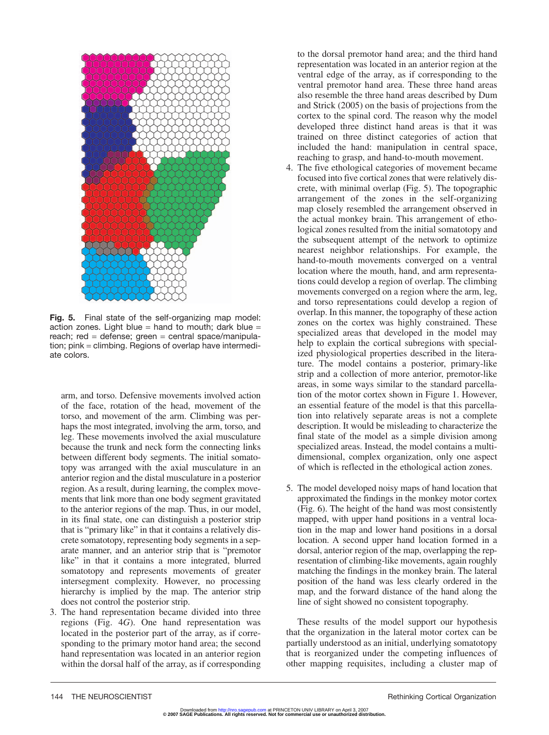Fig. 5. Final state of the self-organizing map model: action zones. Light blue = hand to mouth; dark blue = reach; red = defense; green = central space/manipulation; pink = climbing. Regions of overlap have intermediate colors.

arm, and torso. Defensive movements involved action of the face, rotation of the head, movement of the torso, and movement of the arm. Climbing was perhaps the most integrated, involving the arm, torso, and leg. These movements involved the axial musculature because the trunk and neck form the connecting links between different body segments. The initial somatotopy was arranged with the axial musculature in an anterior region and the distal musculature in a posterior region. As a result, during learning, the complex movements that link more than one body segment gravitated to the anterior regions of the map. Thus, in our model, in its final state, one can distinguish a posterior strip that is "primary like" in that it contains a relatively discrete somatotopy, representing body segments in a separate manner, and an anterior strip that is "premotor like" in that it contains a more integrated, blurred somatotopy and represents movements of greater intersegment complexity. However, no processing hierarchy is implied by the map. The anterior strip does not control the posterior strip.

3. The hand representation became divided into three regions (Fig. 4*G*). One hand representation was located in the posterior part of the array, as if corresponding to the primary motor hand area; the second hand representation was located in an anterior region within the dorsal half of the array, as if corresponding to the dorsal premotor hand area; and the third hand representation was located in an anterior region at the ventral edge of the array, as if corresponding to the ventral premotor hand area. These three hand areas also resemble the three hand areas described by Dum and Strick (2005) on the basis of projections from the cortex to the spinal cord. The reason why the model developed three distinct hand areas is that it was trained on three distinct categories of action that included the hand: manipulation in central space, reaching to grasp, and hand-to-mouth movement.
4. The five ethological categories of movement became focused into five cortical zones that were relatively discrete, with minimal overlap (Fig. 5). The topographic arrangement of the zones in the self-organizing map closely resembled the arrangement observed in the actual monkey brain. This arrangement of ethological zones resulted from the initial somatotopy and the subsequent attempt of the network to optimize nearest neighbor relationships. For example, the hand-to-mouth movements converged on a ventral location where the mouth, hand, and arm representations could develop a region of overlap. The climbing movements converged on a region where the arm, leg, and torso representations could develop a region of overlap. In this manner, the topography of these action zones on the cortex was highly constrained. These specialized areas that developed in the model may help to explain the cortical subregions with specialized physiological properties described in the literature. The model contains a posterior, primary-like strip and a collection of more anterior, premotor-like areas, in some ways similar to the standard parcellation of the motor cortex shown in Figure 1. However, an essential feature of the model is that this parcellation into relatively separate areas is not a complete description. It would be misleading to characterize the final state of the model as a simple division among specialized areas. Instead, the model contains a multidimensional, complex organization, only one aspect of which is reflected in the ethological action zones.

5. The model developed noisy maps of hand location that approximated the findings in the monkey motor cortex (Fig. 6). The height of the hand was most consistently mapped, with upper hand positions in a ventral location in the map and lower hand positions in a dorsal location. A second upper hand location formed in a dorsal, anterior region of the map, overlapping the representation of climbing-like movements, again roughly matching the findings in the monkey brain. The lateral position of the hand was less clearly ordered in the map, and the forward distance of the hand along the line of sight showed no consistent topography.

These results of the model support our hypothesis that the organization in the lateral motor cortex can be partially understood as an initial, underlying somatotopy that is reorganized under the competing influences of other mapping requisites, including a cluster map of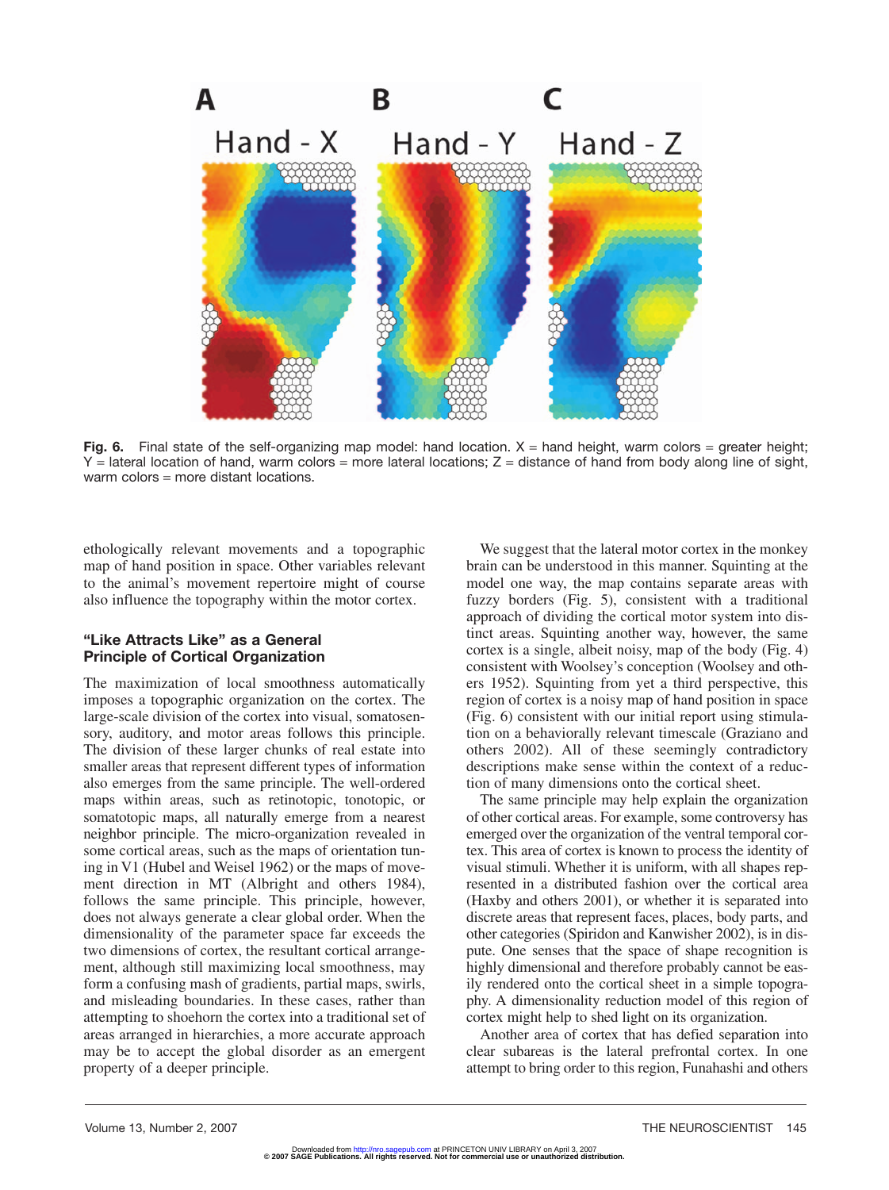**Fig. 6.** Final state of the self-organizing map model: hand location. X = hand height, warm colors = greater height; Y = lateral location of hand, warm colors = more lateral locations; Z = distance of hand from body along line of sight, warm colors = more distant locations.

ethologically relevant movements and a topographic map of hand position in space. Other variables relevant to the animal's movement repertoire might of course also influence the topography within the motor cortex.

### "Like Attracts Like" as a General Principle of Cortical Organization

The maximization of local smoothness automatically imposes a topographic organization on the cortex. The large-scale division of the cortex into visual, somatosensory, auditory, and motor areas follows this principle. The division of these larger chunks of real estate into smaller areas that represent different types of information also emerges from the same principle. The well-ordered maps within areas, such as retinotopic, tonotopic, or somatotopic maps, all naturally emerge from a nearest neighbor principle. The micro-organization revealed in some cortical areas, such as the maps of orientation tuning in V1 (Hubel and Weisel 1962) or the maps of movement direction in MT (Albright and others 1984), follows the same principle. This principle, however, does not always generate a clear global order. When the dimensionality of the parameter space far exceeds the two dimensions of cortex, the resultant cortical arrangement, although still maximizing local smoothness, may form a confusing mash of gradients, partial maps, swirls, and misleading boundaries. In these cases, rather than attempting to shoehorn the cortex into a traditional set of areas arranged in hierarchies, a more accurate approach may be to accept the global disorder as an emergent property of a deeper principle.

We suggest that the lateral motor cortex in the monkey brain can be understood in this manner. Squinting at the model one way, the map contains separate areas with fuzzy borders (Fig. 5), consistent with a traditional approach of dividing the cortical motor system into distinct areas. Squinting another way, however, the same cortex is a single, albeit noisy, map of the body (Fig. 4) consistent with Woolsey's conception (Woolsey and others 1952). Squinting from yet a third perspective, this region of cortex is a noisy map of hand position in space (Fig. 6) consistent with our initial report using stimulation on a behaviorally relevant timescale (Graziano and others 2002). All of these seemingly contradictory descriptions make sense within the context of a reduction of many dimensions onto the cortical sheet.

The same principle may help explain the organization of other cortical areas. For example, some controversy has emerged over the organization of the ventral temporal cortex. This area of cortex is known to process the identity of visual stimuli. Whether it is uniform, with all shapes represented in a distributed fashion over the cortical area (Haxby and others 2001), or whether it is separated into discrete areas that represent faces, places, body parts, and other categories (Spiridon and Kanwisher 2002), is in dispute. One senses that the space of shape recognition is highly dimensional and therefore probably cannot be easily rendered onto the cortical sheet in a simple topography. A dimensionality reduction model of this region of cortex might help to shed light on its organization.

Another area of cortex that has defied separation into clear subareas is the lateral prefrontal cortex. In one attempt to bring order to this region, Funahashi and others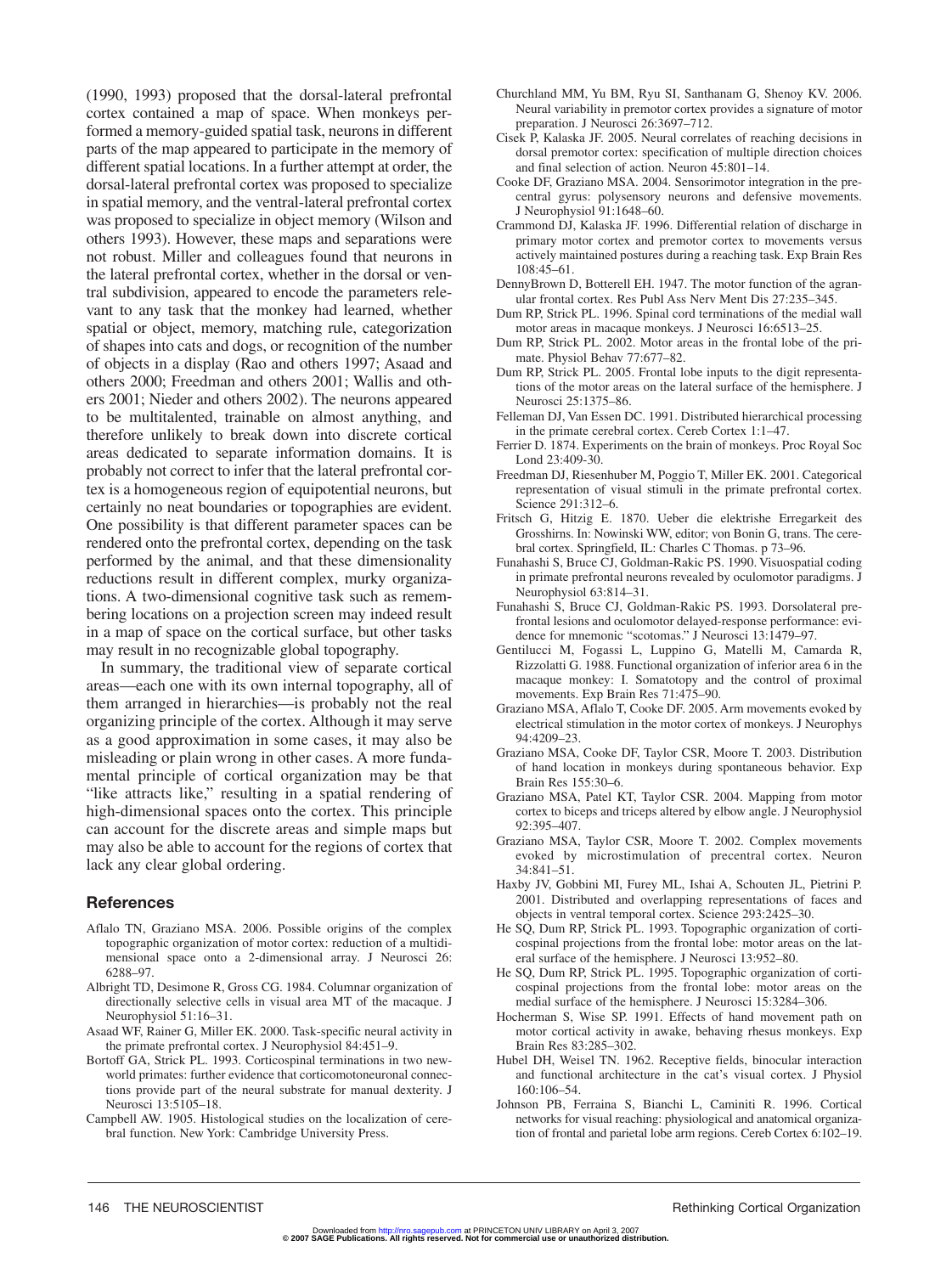(1990, 1993) proposed that the dorsal-lateral prefrontal cortex contained a map of space. When monkeys performed a memory-guided spatial task, neurons in different parts of the map appeared to participate in the memory of different spatial locations. In a further attempt at order, the dorsal-lateral prefrontal cortex was proposed to specialize in spatial memory, and the ventral-lateral prefrontal cortex was proposed to specialize in object memory (Wilson and others 1993). However, these maps and separations were not robust. Miller and colleagues found that neurons in the lateral prefrontal cortex, whether in the dorsal or ventral subdivision, appeared to encode the parameters relevant to any task that the monkey had learned, whether spatial or object, memory, matching rule, categorization of shapes into cats and dogs, or recognition of the number of objects in a display (Rao and others 1997; Asaad and others 2000; Freedman and others 2001; Wallis and others 2001; Nieder and others 2002). The neurons appeared to be multitalented, trainable on almost anything, and therefore unlikely to break down into discrete cortical areas dedicated to separate information domains. It is probably not correct to infer that the lateral prefrontal cortex is a homogeneous region of equipotential neurons, but certainly no neat boundaries or topographies are evident. One possibility is that different parameter spaces can be rendered onto the prefrontal cortex, depending on the task performed by the animal, and that these dimensionality reductions result in different complex, murky organizations. A two-dimensional cognitive task such as remembering locations on a projection screen may indeed result in a map of space on the cortical surface, but other tasks may result in no recognizable global topography.

In summary, the traditional view of separate cortical areas—each one with its own internal topography, all of them arranged in hierarchies—is probably not the real organizing principle of the cortex. Although it may serve as a good approximation in some cases, it may also be misleading or plain wrong in other cases. A more fundamental principle of cortical organization may be that "like attracts like," resulting in a spatial rendering of high-dimensional spaces onto the cortex. This principle can account for the discrete areas and simple maps but may also be able to account for the regions of cortex that lack any clear global ordering.

## References

Aflalo TN, Graziano MSA. 2006. Possible origins of the complex topographic organization of motor cortex: reduction of a multidimensional space onto a 2-dimensional array. J Neurosci 26: 6288–97.

Albright TD, Desimone R, Gross CG. 1984. Columnar organization of directionally selective cells in visual area MT of the macaque. J Neurophysiol 51:16–31.

Asaad WF, Rainer G, Miller EK. 2000. Task-specific neural activity in the primate prefrontal cortex. J Neurophysiol 84:451–9.

Bortoff GA, Strick PL. 1993. Corticospinal terminations in two new-world primates: further evidence that corticomotoneuronal connections provide part of the neural substrate for manual dexterity. J Neurosci 13:5105–18.

Campbell AW. 1905. Histological studies on the localization of cerebral function. New York: Cambridge University Press.

Churchland MM, Yu BM, Ryu SI, Santhanam G, Shenoy KV. 2006. Neural variability in premotor cortex provides a signature of motor preparation. J Neurosci 26:3697–712.

Cisek P, Kalaska JF. 2005. Neural correlates of reaching decisions in dorsal premotor cortex: specification of multiple direction choices and final selection of action. Neuron 45:801–14.

Cooke DF, Graziano MSA. 2004. Sensorimotor integration in the precentral gyrus: polysensory neurons and defensive movements. J Neurophysiol 91:1648–60.

Crammond DJ, Kalaska JF. 1996. Differential relation of discharge in primary motor cortex and premotor cortex to movements versus actively maintained postures during a reaching task. Exp Brain Res 108:45–61.

DennyBrown D, Botterell EH. 1947. The motor function of the agranular frontal cortex. Res Publ Ass Nerv Ment Dis 27:235–345.

Dum RP, Strick PL. 1996. Spinal cord terminations of the medial wall motor areas in macaque monkeys. J Neurosci 16:6513–25.

Dum RP, Strick PL. 2002. Motor areas in the frontal lobe of the primate. Physiol Behav 77:677–82.

Dum RP, Strick PL. 2005. Frontal lobe inputs to the digit representations of the motor areas on the lateral surface of the hemisphere. J Neurosci 25:1375–86.

Felleman DJ, Van Essen DC. 1991. Distributed hierarchical processing in the primate cerebral cortex. Cereb Cortex 1:1–47.

Ferrier D. 1874. Experiments on the brain of monkeys. Proc Royal Soc Lond 23:409-30.

Freedman DJ, Riesenhuber M, Poggio T, Miller EK. 2001. Categorical representation of visual stimuli in the primate prefrontal cortex. Science 291:312–6.

Fritsch G, Hitzig E. 1870. Ueber die elektrishe Erregarkeit des Grosshirns. In: Nowinski WW, editor; von Bonin G, trans. The cerebral cortex. Springfield, IL: Charles C Thomas. p 73–96.

Funahashi S, Bruce CJ, Goldman-Rakic PS. 1990. Visuospatial coding in primate prefrontal neurons revealed by oculomotor paradigms. J Neurophysiol 63:814–31.

Funahashi S, Bruce CJ, Goldman-Rakic PS. 1993. Dorsolateral prefrontal lesions and oculomotor delayed-response performance: evidence for mnemonic "scotomas." J Neurosci 13:1479–97.

Gentilucci M, Fogassi L, Luppino G, Matelli M, Camarda R, Rizzolatti G. 1988. Functional organization of inferior area 6 in the macaque monkey: I. Somatotopy and the control of proximal movements. Exp Brain Res 71:475–90.

Graziano MSA, Aflalo T, Cooke DF. 2005. Arm movements evoked by electrical stimulation in the motor cortex of monkeys. J Neurophys 94:4209–23.

Graziano MSA, Cooke DF, Taylor CSR, Moore T. 2003. Distribution of hand location in monkeys during spontaneous behavior. Exp Brain Res 155:30–6.

Graziano MSA, Patel KT, Taylor CSR. 2004. Mapping from motor cortex to biceps and triceps altered by elbow angle. J Neurophysiol 92:395–407.

Graziano MSA, Taylor CSR, Moore T. 2002. Complex movements evoked by microstimulation of precentral cortex. Neuron 34:841–51.

Haxby JV, Gobbini MI, Furey ML, Ishai A, Schouten JL, Pietrini P. 2001. Distributed and overlapping representations of faces and objects in ventral temporal cortex. Science 293:2425–30.

He SQ, Dum RP, Strick PL. 1993. Topographic organization of corticospinal projections from the frontal lobe: motor areas on the lateral surface of the hemisphere. J Neurosci 13:952–80.

He SQ, Dum RP, Strick PL. 1995. Topographic organization of corticospinal projections from the frontal lobe: motor areas on the medial surface of the hemisphere. J Neurosci 15:3284–306.

Hocherman S, Wise SP. 1991. Effects of hand movement path on motor cortical activity in awake, behaving rhesus monkeys. Exp Brain Res 83:285–302.

Hubel DH, Weisel TN. 1962. Receptive fields, binocular interaction and functional architecture in the cat's visual cortex. J Physiol 160:106–54.

Johnson PB, Ferraina S, Bianchi L, Caminiti R. 1996. Cortical networks for visual reaching: physiological and anatomical organization of frontal and parietal lobe arm regions. Cereb Cortex 6:102–19.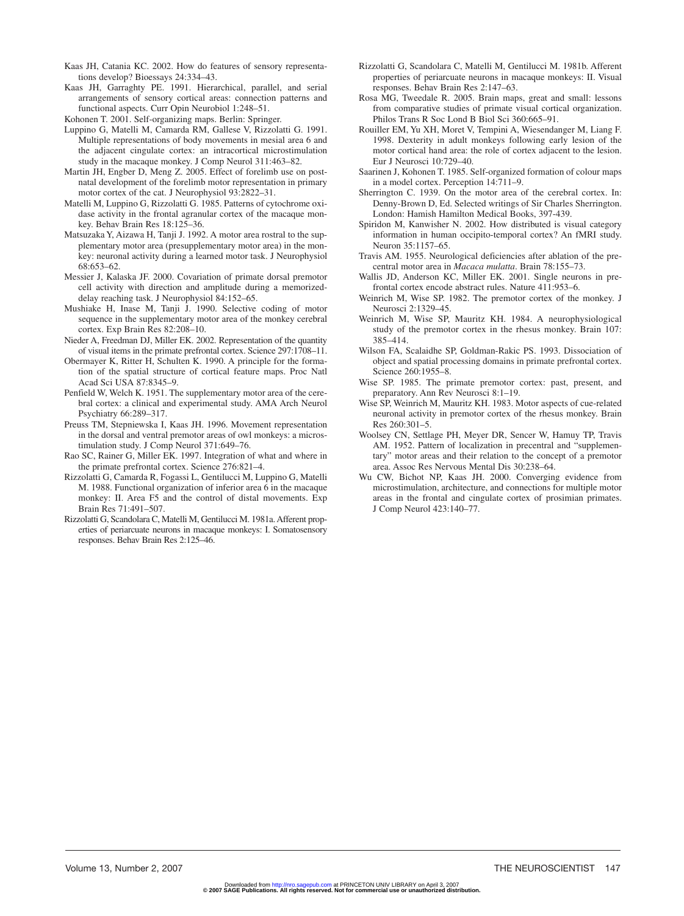Kaas JH, Catania KC. 2002. How do features of sensory representations develop? Bioessays 24:334–43.

Kaas JH, Garraghty PE. 1991. Hierarchical, parallel, and serial arrangements of sensory cortical areas: connection patterns and functional aspects. Curr Opin Neurobiol 1:248–51.

Kohonen T. 2001. Self-organizing maps. Berlin: Springer.

Luppino G, Matelli M, Camarda RM, Gallese V, Rizzolatti G. 1991. Multiple representations of body movements in mesial area 6 and the adjacent cingulate cortex: an intracortical microstimulation study in the macaque monkey. J Comp Neurol 311:463–82.

Martin JH, Engber D, Meng Z. 2005. Effect of forelimb use on postnatal development of the forelimb motor representation in primary motor cortex of the cat. J Neurophysiol 93:2822–31.

Matelli M, Luppino G, Rizzolatti G. 1985. Patterns of cytochrome oxidase activity in the frontal agranular cortex of the macaque monkey. Behav Brain Res 18:125–36.

Matsuzaka Y, Aizawa H, Tanji J. 1992. A motor area rostral to the supplementary motor area (presupplementary motor area) in the monkey: neuronal activity during a learned motor task. J Neurophysiol 68:653–62.

Messier J, Kalaska JF. 2000. Covariation of primate dorsal premotor cell activity with direction and amplitude during a memorized-delay reaching task. J Neurophysiol 84:152–65.

Mushiake H, Inase M, Tanji J. 1990. Selective coding of motor sequence in the supplementary motor area of the monkey cerebral cortex. Exp Brain Res 82:208–10.

Nieder A, Freedman DJ, Miller EK. 2002. Representation of the quantity of visual items in the primate prefrontal cortex. Science 297:1708–11.

Obermayer K, Ritter H, Schulten K. 1990. A principle for the formation of the spatial structure of cortical feature maps. Proc Natl Acad Sci USA 87:8345–9.

Penfield W, Welch K. 1951. The supplementary motor area of the cerebral cortex: a clinical and experimental study. AMA Arch Neurol Psychiatry 66:289–317.

Preuss TM, Stepniewska I, Kaas JH. 1996. Movement representation in the dorsal and ventral premotor areas of owl monkeys: a microstimulation study. J Comp Neurol 371:649–76.

Rao SC, Rainer G, Miller EK. 1997. Integration of what and where in the primate prefrontal cortex. Science 276:821–4.

Rizzolatti G, Camarda R, Fogassi L, Gentilucci M, Luppino G, Matelli M. 1988. Functional organization of inferior area 6 in the macaque monkey: II. Area F5 and the control of distal movements. Exp Brain Res 71:491–507.

Rizzolatti G, Scandolara C, Matelli M, Gentilucci M. 1981a. Afferent properties of periarcuate neurons in macaque monkeys: I. Somatosensory responses. Behav Brain Res 2:125–46.

Rizzolatti G, Scandolara C, Matelli M, Gentilucci M. 1981b. Afferent properties of periarcuate neurons in macaque monkeys: II. Visual responses. Behav Brain Res 2:147–63.

Rosa MG, Tweedale R. 2005. Brain maps, great and small: lessons from comparative studies of primate visual cortical organization. Philos Trans R Soc Lond B Biol Sci 360:665–91.

Rouiller EM, Yu XH, Moret V, Tempini A, Wiesendanger M, Liang F. 1998. Dexterity in adult monkeys following early lesion of the motor cortical hand area: the role of cortex adjacent to the lesion. Eur J Neurosci 10:729–40.

Saarinen J, Kohonen T. 1985. Self-organized formation of colour maps in a model cortex. Perception 14:711–9.

Sherrington C. 1939. On the motor area of the cerebral cortex. In: Denny-Brown D, Ed. Selected writings of Sir Charles Sherrington. London: Hamish Hamilton Medical Books, 397-439.

Spiridon M, Kanwisher N. 2002. How distributed is visual category information in human occipito-temporal cortex? An fMRI study. Neuron 35:1157–65.

Travis AM. 1955. Neurological deficiencies after ablation of the precentral motor area in *Macaca mulatta*. Brain 78:155–73.

Wallis JD, Anderson KC, Miller EK. 2001. Single neurons in prefrontal cortex encode abstract rules. Nature 411:953–6.

Weinrich M, Wise SP. 1982. The premotor cortex of the monkey. J Neurosci 2:1329–45.

Weinrich M, Wise SP, Mauritz KH. 1984. A neurophysiological study of the premotor cortex in the rhesus monkey. Brain 107: 385–414.

Wilson FA, Scalaidhe SP, Goldman-Rakic PS. 1993. Dissociation of object and spatial processing domains in primate prefrontal cortex. Science 260:1955–8.

Wise SP. 1985. The primate premotor cortex: past, present, and preparatory. Ann Rev Neurosci 8:1–19.

Wise SP, Weinrich M, Mauritz KH. 1983. Motor aspects of cue-related neuronal activity in premotor cortex of the rhesus monkey. Brain Res 260:301–5.

Woolsey CN, Settlage PH, Meyer DR, Sencer W, Hamuy TP, Travis AM. 1952. Pattern of localization in precentral and "supplementary" motor areas and their relation to the concept of a premotor area. Assoc Res Nervous Mental Dis 30:238–64.

Wu CW, Bichot NP, Kaas JH. 2000. Converging evidence from microstimulation, architecture, and connections for multiple motor areas in the frontal and cingulate cortex of prosimian primates. J Comp Neurol 423:140–77.